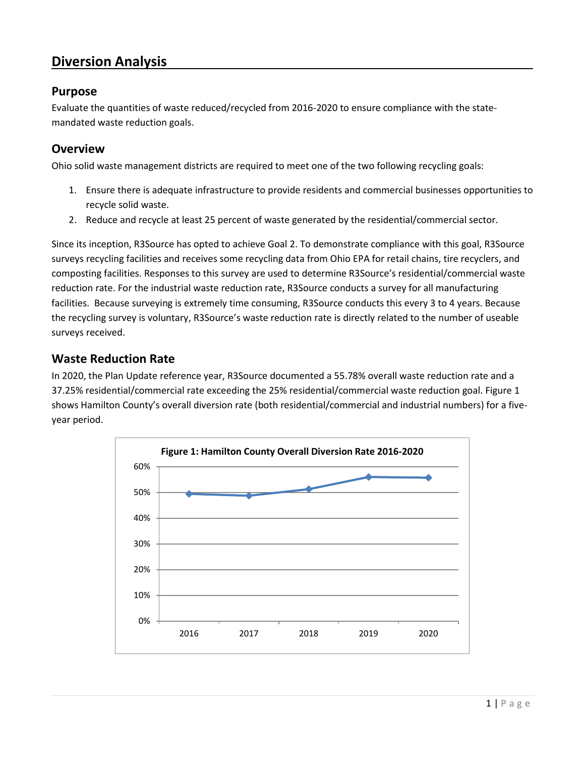# Diversion Analysis

## Purpose

Evaluate the quantities of waste reduced/recycled from 2016-2020 to ensure compliance with the state-mandated waste reduction goals.

## Overview

Ohio solid waste management districts are required to meet one of the two following recycling goals:

1. Ensure there is adequate infrastructure to provide residents and commercial businesses opportunities to recycle solid waste.
2. Reduce and recycle at least 25 percent of waste generated by the residential/commercial sector.

Since its inception, R3Source has opted to achieve Goal 2. To demonstrate compliance with this goal, R3Source surveys recycling facilities and receives some recycling data from Ohio EPA for retail chains, tire recyclers, and composting facilities. Responses to this survey are used to determine R3Source's residential/commercial waste reduction rate. For the industrial waste reduction rate, R3Source conducts a survey for all manufacturing facilities. Because surveying is extremely time consuming, R3Source conducts this every 3 to 4 years. Because the recycling survey is voluntary, R3Source's waste reduction rate is directly related to the number of useable surveys received.

## Waste Reduction Rate

In 2020, the Plan Update reference year, R3Source documented a 55.78% overall waste reduction rate and a 37.25% residential/commercial rate exceeding the 25% residential/commercial waste reduction goal. Figure 1 shows Hamilton County's overall diversion rate (both residential/commercial and industrial numbers) for a five-year period.

**Figure 1: Hamilton County Overall Diversion Rate 2016-2020**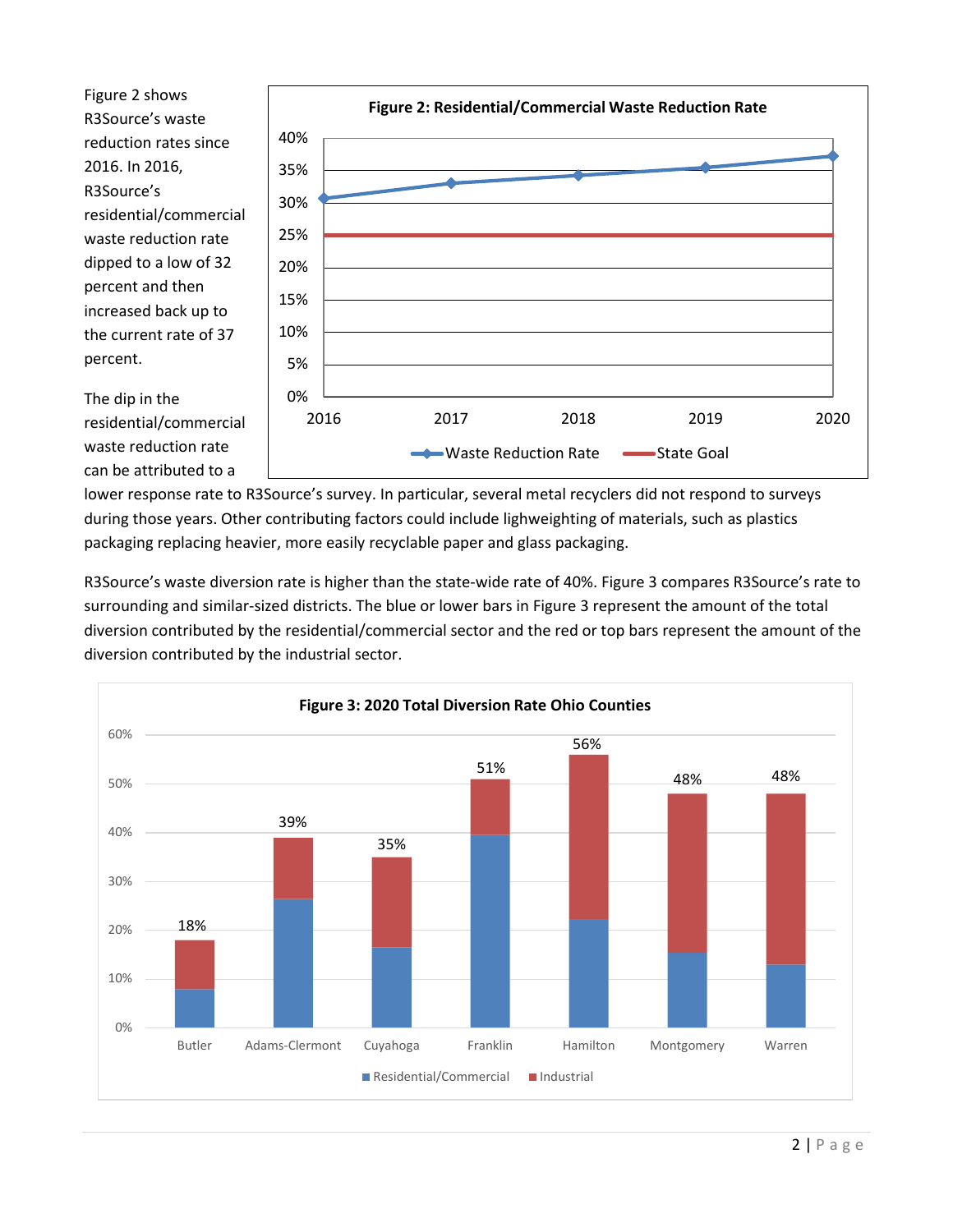Figure 2 shows R3Source's waste reduction rates since 2016. In 2016, R3Source's residential/commercial waste reduction rate dipped to a low of 32 percent and then increased back up to the current rate of 37 percent.

**Figure 2: Residential/Commercial Waste Reduction Rate**

The dip in the residential/commercial waste reduction rate can be attributed to a lower response rate to R3Source's survey. In particular, several metal recyclers did not respond to surveys during those years. Other contributing factors could include lighweighting of materials, such as plastics packaging replacing heavier, more easily recyclable paper and glass packaging.

R3Source's waste diversion rate is higher than the state-wide rate of 40%. Figure 3 compares R3Source's rate to surrounding and similar-sized districts. The blue or lower bars in Figure 3 represent the amount of the total diversion contributed by the residential/commercial sector and the red or top bars represent the amount of the diversion contributed by the industrial sector.

**Figure 3: 2020 Total Diversion Rate Ohio Counties**

| County | Total Diversion Rate |
|---|---|
| Butler | 18% |
| Adams-Clermont | 39% |
| Cuyahoga | 35% |
| Franklin | 51% |
| Hamilton | 56% |
| Montgomery | 48% |
| Warren | 48% |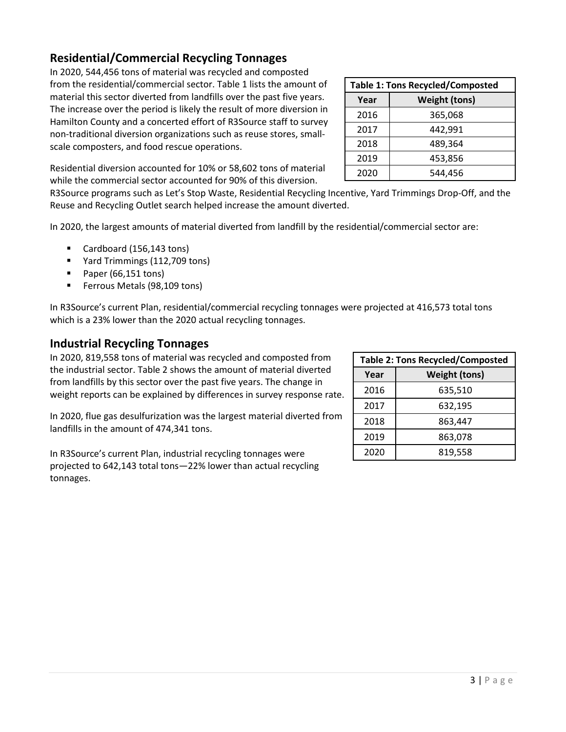## Residential/Commercial Recycling Tonnages

In 2020, 544,456 tons of material was recycled and composted from the residential/commercial sector. Table 1 lists the amount of material this sector diverted from landfills over the past five years. The increase over the period is likely the result of more diversion in Hamilton County and a concerted effort of R3Source staff to survey non-traditional diversion organizations such as reuse stores, small-scale composters, and food rescue operations.

| Table 1: Tons Recycled/Composted | |
|---|---|
| Year | Weight (tons) |
| 2016 | 365,068 |
| 2017 | 442,991 |
| 2018 | 489,364 |
| 2019 | 453,856 |
| 2020 | 544,456 |

Residential diversion accounted for 10% or 58,602 tons of material while the commercial sector accounted for 90% of this diversion. R3Source programs such as Let's Stop Waste, Residential Recycling Incentive, Yard Trimmings Drop-Off, and the Reuse and Recycling Outlet search helped increase the amount diverted.

In 2020, the largest amounts of material diverted from landfill by the residential/commercial sector are:

- Cardboard (156,143 tons)
- Yard Trimmings (112,709 tons)
- Paper (66,151 tons)
- Ferrous Metals (98,109 tons)

In R3Source's current Plan, residential/commercial recycling tonnages were projected at 416,573 total tons which is a 23% lower than the 2020 actual recycling tonnages.

## Industrial Recycling Tonnages

In 2020, 819,558 tons of material was recycled and composted from the industrial sector. Table 2 shows the amount of material diverted from landfills by this sector over the past five years. The change in weight reports can be explained by differences in survey response rate.

| Table 2: Tons Recycled/Composted | |
|---|---|
| Year | Weight (tons) |
| 2016 | 635,510 |
| 2017 | 632,195 |
| 2018 | 863,447 |
| 2019 | 863,078 |
| 2020 | 819,558 |

In 2020, flue gas desulfurization was the largest material diverted from landfills in the amount of 474,341 tons.

In R3Source's current Plan, industrial recycling tonnages were projected to 642,143 total tons—22% lower than actual recycling tonnages.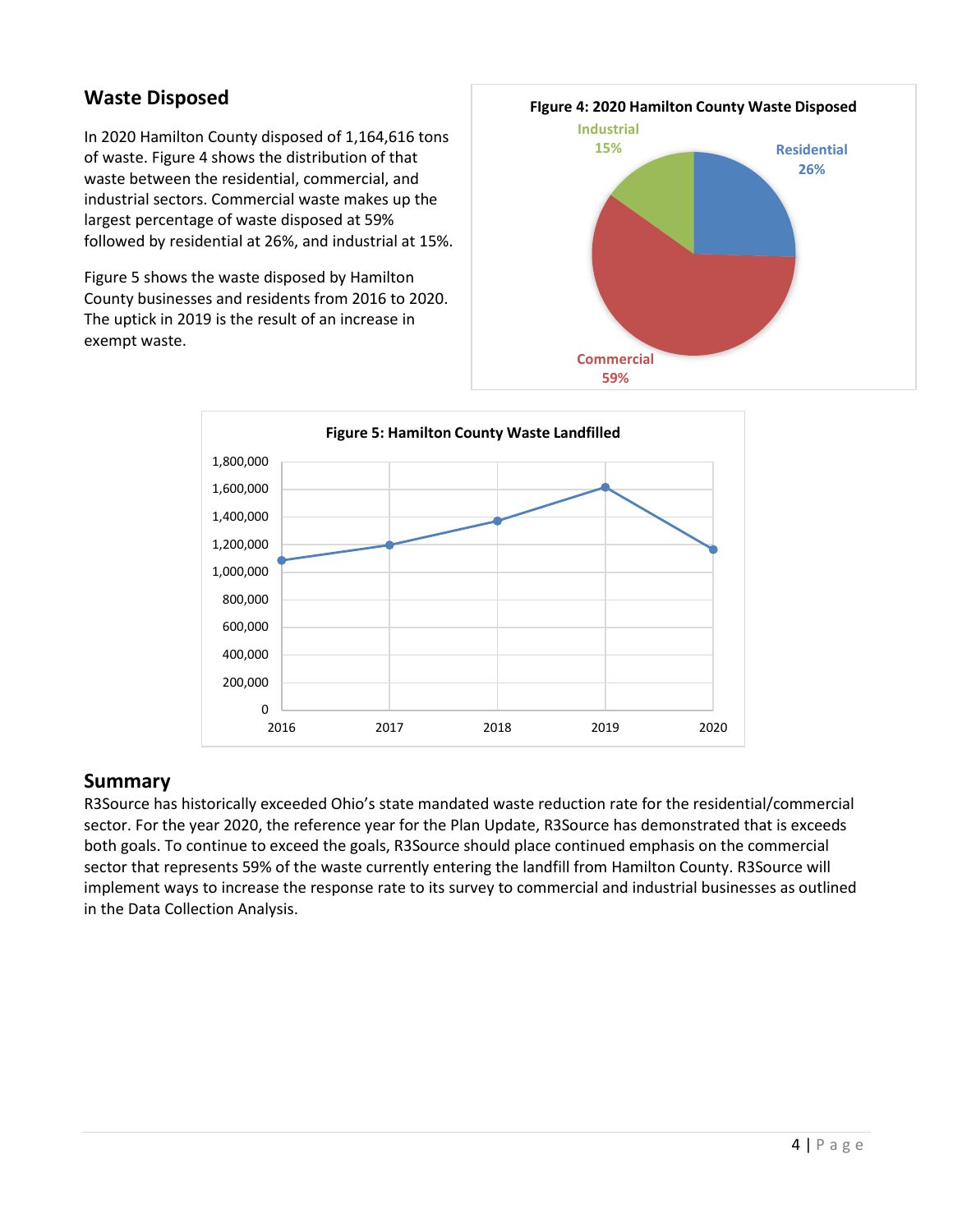## Waste Disposed

In 2020 Hamilton County disposed of 1,164,616 tons of waste. Figure 4 shows the distribution of that waste between the residential, commercial, and industrial sectors. Commercial waste makes up the largest percentage of waste disposed at 59% followed by residential at 26%, and industrial at 15%.

Figure 5 shows the waste disposed by Hamilton County businesses and residents from 2016 to 2020. The uptick in 2019 is the result of an increase in exempt waste.

**FIgure 4: 2020 Hamilton County Waste Disposed**

Industrial
15%

Residential
26%

Commercial
59%

**Figure 5: Hamilton County Waste Landfilled**

1,800,000
1,600,000
1,400,000
1,200,000
1,000,000
800,000
600,000
400,000
200,000
0

2016
2017
2018
2019
2020

## Summary

R3Source has historically exceeded Ohio's state mandated waste reduction rate for the residential/commercial sector. For the year 2020, the reference year for the Plan Update, R3Source has demonstrated that is exceeds both goals. To continue to exceed the goals, R3Source should place continued emphasis on the commercial sector that represents 59% of the waste currently entering the landfill from Hamilton County. R3Source will implement ways to increase the response rate to its survey to commercial and industrial businesses as outlined in the Data Collection Analysis.